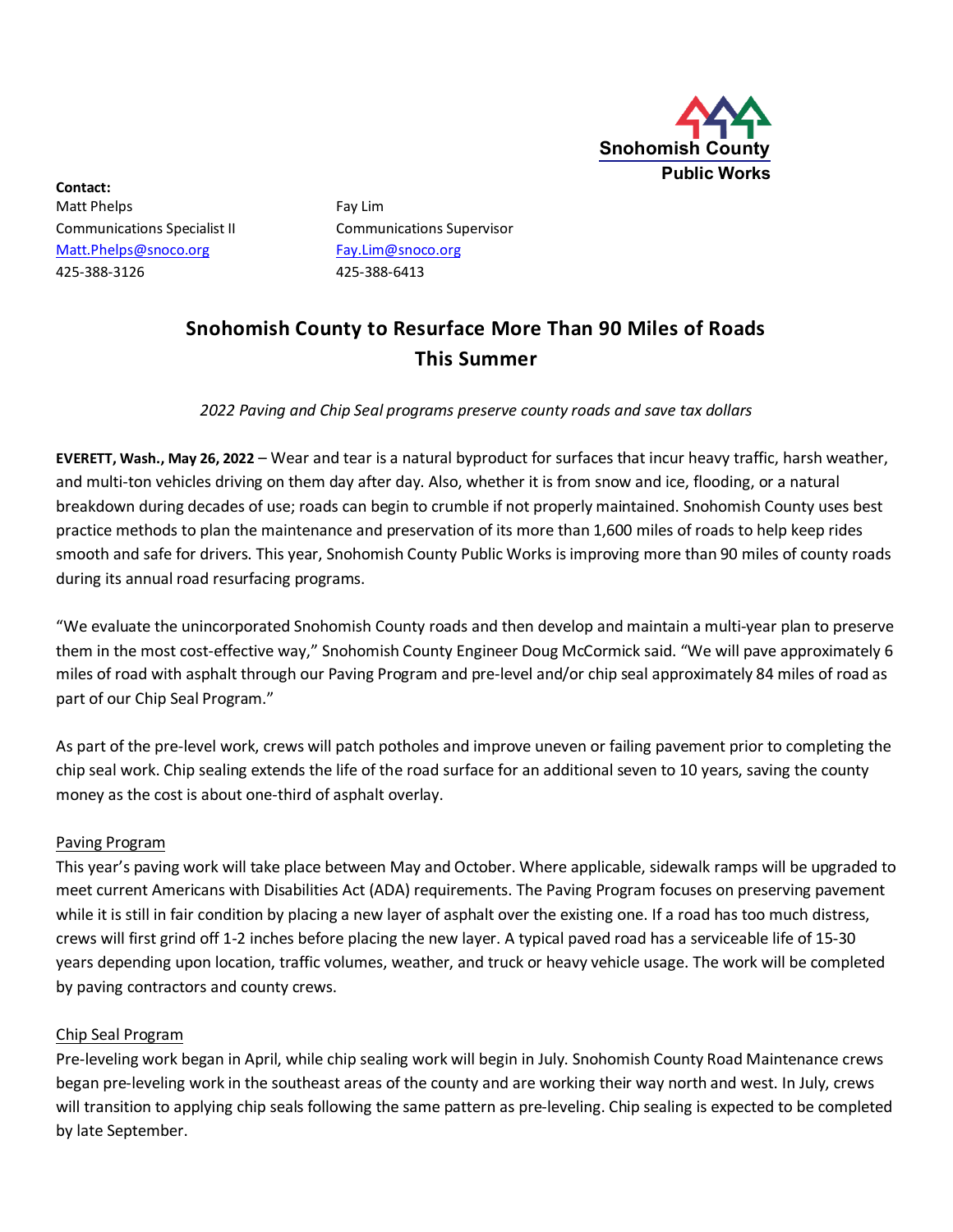Snohomish County
Public Works

**Contact:**

Matt Phelps
Communications Specialist II
Matt.Phelps@snoco.org
425-388-3126

Fay Lim
Communications Supervisor
Fay.Lim@snoco.org
425-388-6413

# Snohomish County to Resurface More Than 90 Miles of Roads This Summer

*2022 Paving and Chip Seal programs preserve county roads and save tax dollars*

**EVERETT, Wash., May 26, 2022** – Wear and tear is a natural byproduct for surfaces that incur heavy traffic, harsh weather, and multi-ton vehicles driving on them day after day. Also, whether it is from snow and ice, flooding, or a natural breakdown during decades of use; roads can begin to crumble if not properly maintained. Snohomish County uses best practice methods to plan the maintenance and preservation of its more than 1,600 miles of roads to help keep rides smooth and safe for drivers. This year, Snohomish County Public Works is improving more than 90 miles of county roads during its annual road resurfacing programs.

"We evaluate the unincorporated Snohomish County roads and then develop and maintain a multi-year plan to preserve them in the most cost-effective way," Snohomish County Engineer Doug McCormick said. "We will pave approximately 6 miles of road with asphalt through our Paving Program and pre-level and/or chip seal approximately 84 miles of road as part of our Chip Seal Program."

As part of the pre-level work, crews will patch potholes and improve uneven or failing pavement prior to completing the chip seal work. Chip sealing extends the life of the road surface for an additional seven to 10 years, saving the county money as the cost is about one-third of asphalt overlay.

## Paving Program

This year's paving work will take place between May and October. Where applicable, sidewalk ramps will be upgraded to meet current Americans with Disabilities Act (ADA) requirements. The Paving Program focuses on preserving pavement while it is still in fair condition by placing a new layer of asphalt over the existing one. If a road has too much distress, crews will first grind off 1-2 inches before placing the new layer. A typical paved road has a serviceable life of 15-30 years depending upon location, traffic volumes, weather, and truck or heavy vehicle usage. The work will be completed by paving contractors and county crews.

## Chip Seal Program

Pre-leveling work began in April, while chip sealing work will begin in July. Snohomish County Road Maintenance crews began pre-leveling work in the southeast areas of the county and are working their way north and west. In July, crews will transition to applying chip seals following the same pattern as pre-leveling. Chip sealing is expected to be completed by late September.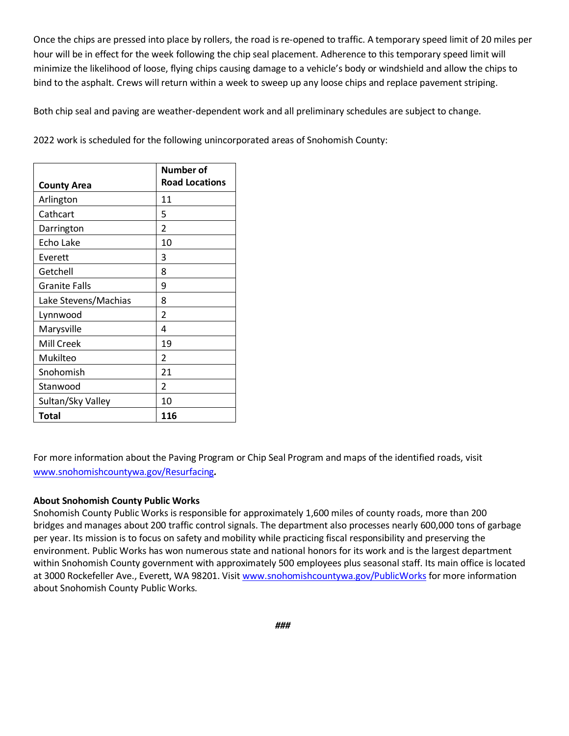Once the chips are pressed into place by rollers, the road is re-opened to traffic. A temporary speed limit of 20 miles per hour will be in effect for the week following the chip seal placement. Adherence to this temporary speed limit will minimize the likelihood of loose, flying chips causing damage to a vehicle's body or windshield and allow the chips to bind to the asphalt. Crews will return within a week to sweep up any loose chips and replace pavement striping.

Both chip seal and paving are weather-dependent work and all preliminary schedules are subject to change.

2022 work is scheduled for the following unincorporated areas of Snohomish County:

| **County Area** | **Number of Road Locations** |
|---|---|
| Arlington | 11 |
| Cathcart | 5 |
| Darrington | 2 |
| Echo Lake | 10 |
| Everett | 3 |
| Getchell | 8 |
| Granite Falls | 9 |
| Lake Stevens/Machias | 8 |
| Lynnwood | 2 |
| Marysville | 4 |
| Mill Creek | 19 |
| Mukilteo | 2 |
| Snohomish | 21 |
| Stanwood | 2 |
| Sultan/Sky Valley | 10 |
| **Total** | **116** |

For more information about the Paving Program or Chip Seal Program and maps of the identified roads, visit www.snohomishcountywa.gov/Resurfacing.

**About Snohomish County Public Works**
Snohomish County Public Works is responsible for approximately 1,600 miles of county roads, more than 200 bridges and manages about 200 traffic control signals. The department also processes nearly 600,000 tons of garbage per year. Its mission is to focus on safety and mobility while practicing fiscal responsibility and preserving the environment. Public Works has won numerous state and national honors for its work and is the largest department within Snohomish County government with approximately 500 employees plus seasonal staff. Its main office is located at 3000 Rockefeller Ave., Everett, WA 98201. Visit www.snohomishcountywa.gov/PublicWorks for more information about Snohomish County Public Works.

***###***